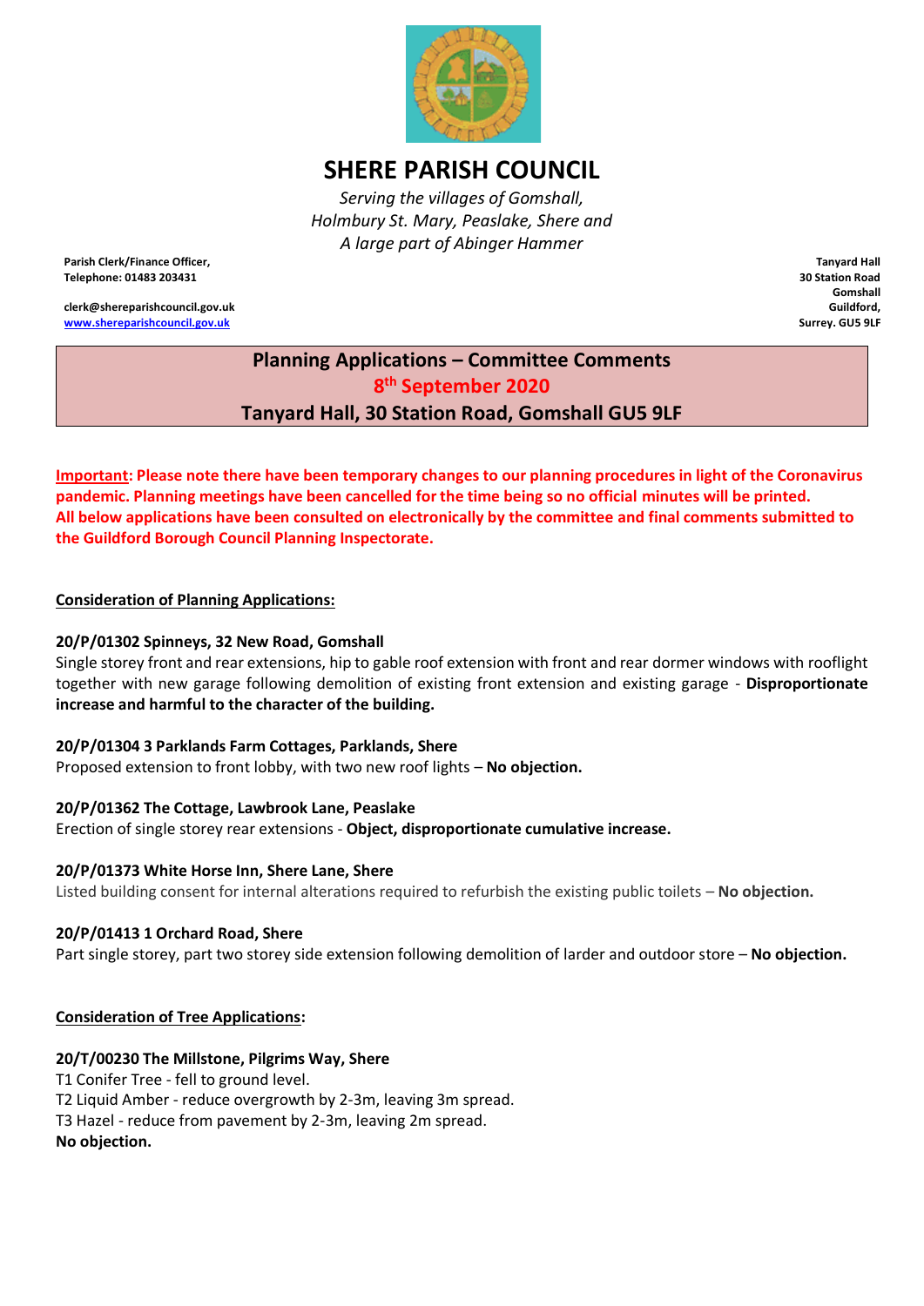# SHERE PARISH COUNCIL

*Serving the villages of Gomshall,*
*Holmbury St. Mary, Peaslake, Shere and*
*A large part of Abinger Hammer*

**Parish Clerk/Finance Officer,**
**Telephone: 01483 203431**

**clerk@shereparishcouncil.gov.uk**
**www.shereparishcouncil.gov.uk**

**Tanyard Hall**
**30 Station Road**
**Gomshall**
**Guildford,**
**Surrey. GU5 9LF**

## Planning Applications – Committee Comments
## 8th September 2020
## Tanyard Hall, 30 Station Road, Gomshall GU5 9LF

**Important: Please note there have been temporary changes to our planning procedures in light of the Coronavirus pandemic. Planning meetings have been cancelled for the time being so no official minutes will be printed. All below applications have been consulted on electronically by the committee and final comments submitted to the Guildford Borough Council Planning Inspectorate.**

**Consideration of Planning Applications:**

**20/P/01302 Spinneys, 32 New Road, Gomshall**
Single storey front and rear extensions, hip to gable roof extension with front and rear dormer windows with rooflight together with new garage following demolition of existing front extension and existing garage - **Disproportionate increase and harmful to the character of the building.**

**20/P/01304 3 Parklands Farm Cottages, Parklands, Shere**
Proposed extension to front lobby, with two new roof lights – **No objection.**

**20/P/01362 The Cottage, Lawbrook Lane, Peaslake**
Erection of single storey rear extensions - **Object, disproportionate cumulative increase.**

**20/P/01373 White Horse Inn, Shere Lane, Shere**
Listed building consent for internal alterations required to refurbish the existing public toilets – **No objection.**

**20/P/01413 1 Orchard Road, Shere**
Part single storey, part two storey side extension following demolition of larder and outdoor store – **No objection.**

**Consideration of Tree Applications:**

**20/T/00230 The Millstone, Pilgrims Way, Shere**
T1 Conifer Tree - fell to ground level.
T2 Liquid Amber - reduce overgrowth by 2-3m, leaving 3m spread.
T3 Hazel - reduce from pavement by 2-3m, leaving 2m spread.
**No objection.**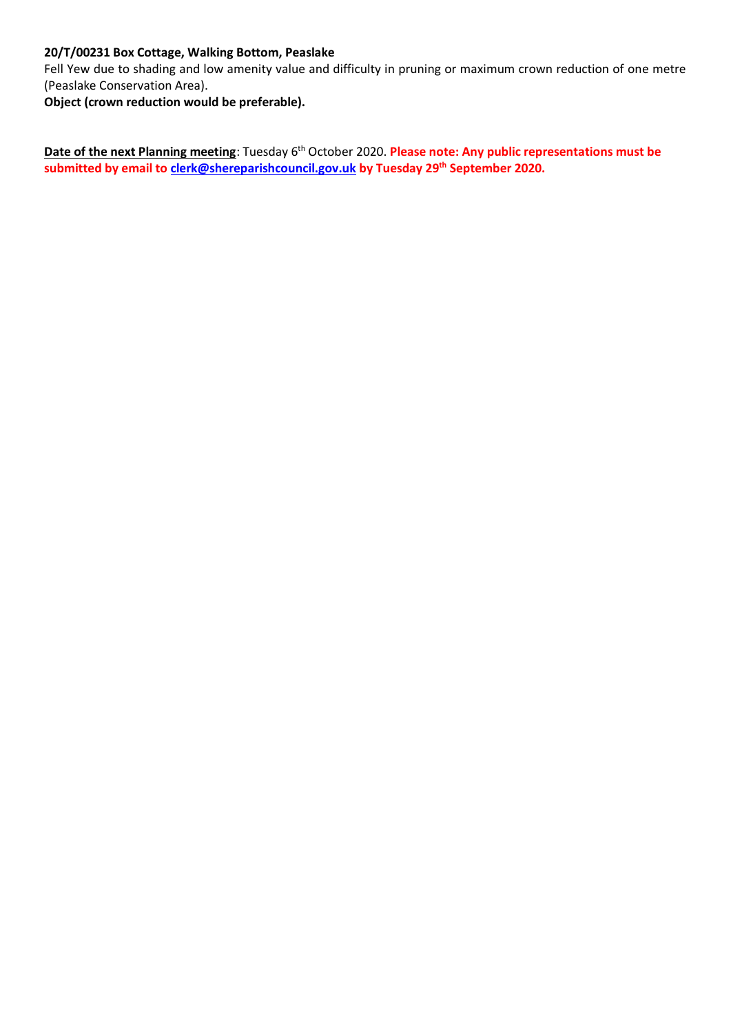**20/T/00231 Box Cottage, Walking Bottom, Peaslake**

Fell Yew due to shading and low amenity value and difficulty in pruning or maximum crown reduction of one metre (Peaslake Conservation Area).

**Object (crown reduction would be preferable).**

**Date of the next Planning meeting**: Tuesday 6th October 2020. **Please note: Any public representations must be submitted by email to clerk@shereparishcouncil.gov.uk by Tuesday 29th September 2020.**